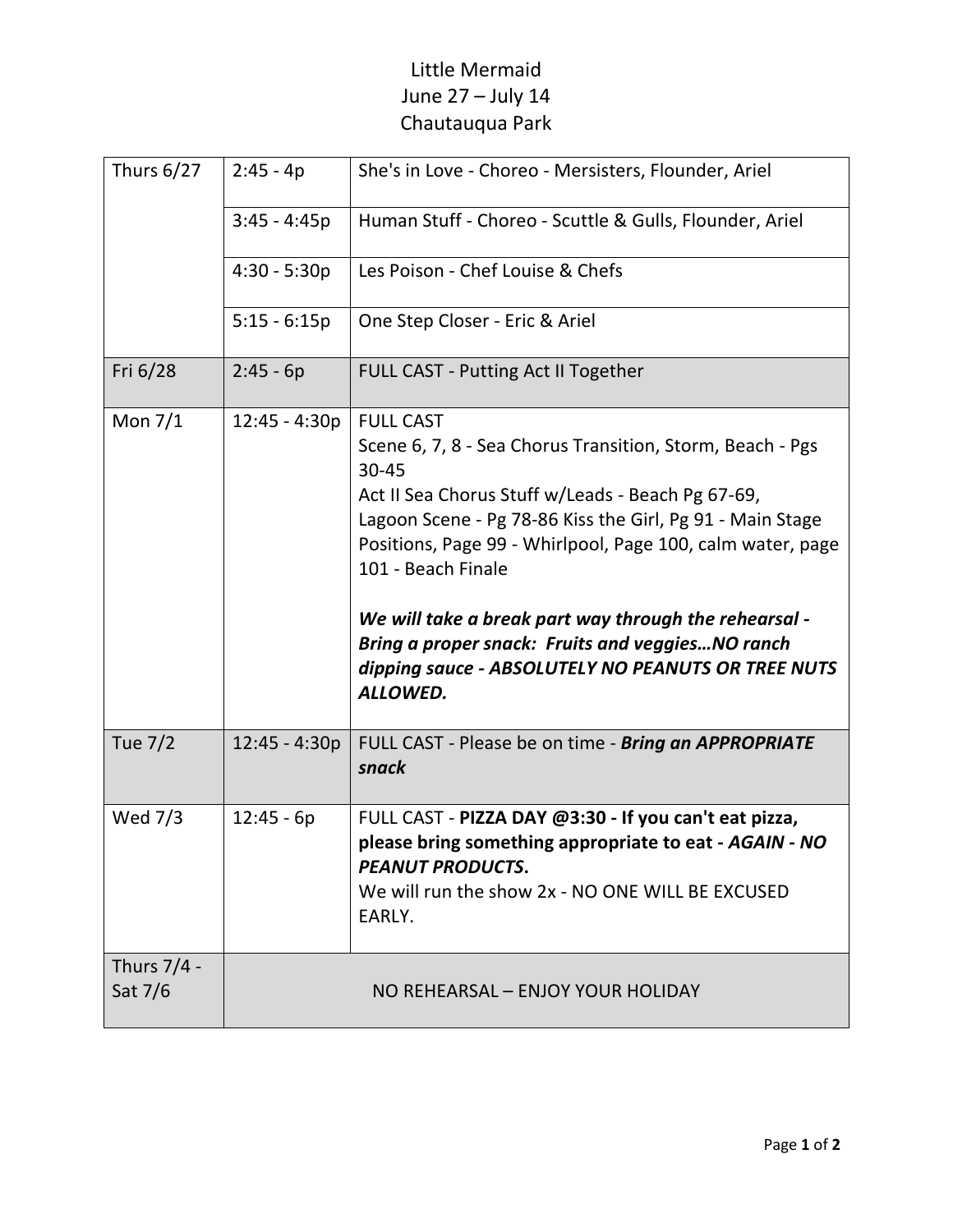Little Mermaid
June 27 – July 14
Chautauqua Park

| Date | Time | Rehearsal |
| --- | --- | --- |
| Thurs 6/27 | 2:45 - 4p | She's in Love - Choreo - Mersisters, Flounder, Ariel |
| | 3:45 - 4:45p | Human Stuff - Choreo - Scuttle & Gulls, Flounder, Ariel |
| | 4:30 - 5:30p | Les Poison - Chef Louise & Chefs |
| | 5:15 - 6:15p | One Step Closer - Eric & Ariel |
| Fri 6/28 | 2:45 - 6p | FULL CAST - Putting Act II Together |
| Mon 7/1 | 12:45 - 4:30p | FULL CAST<br>Scene 6, 7, 8 - Sea Chorus Transition, Storm, Beach - Pgs 30-45<br>Act II Sea Chorus Stuff w/Leads - Beach Pg 67-69, Lagoon Scene - Pg 78-86 Kiss the Girl, Pg 91 - Main Stage Positions, Page 99 - Whirlpool, Page 100, calm water, page 101 - Beach Finale<br><br>***We will take a break part way through the rehearsal - Bring a proper snack: Fruits and veggies…NO ranch dipping sauce - ABSOLUTELY NO PEANUTS OR TREE NUTS ALLOWED.*** |
| Tue 7/2 | 12:45 - 4:30p | FULL CAST - Please be on time - ***Bring an APPROPRIATE snack*** |
| Wed 7/3 | 12:45 - 6p | FULL CAST - **PIZZA DAY @3:30 - If you can't eat pizza, please bring something appropriate to eat - *AGAIN - NO PEANUT PRODUCTS*.**<br>We will run the show 2x - NO ONE WILL BE EXCUSED EARLY. |
| Thurs 7/4 - Sat 7/6 | NO REHEARSAL – ENJOY YOUR HOLIDAY | |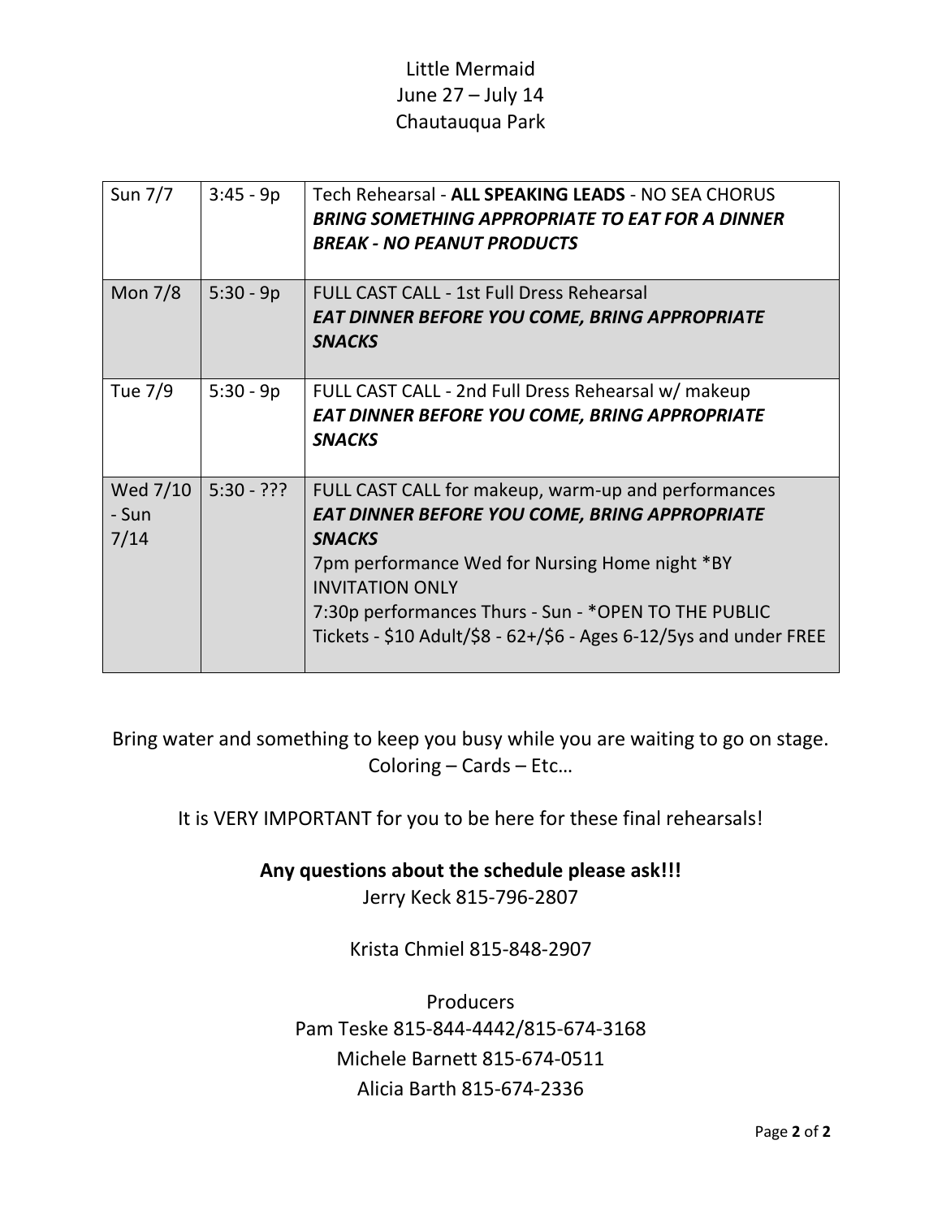Little Mermaid
June 27 – July 14
Chautauqua Park

| | | |
|---|---|---|
| Sun 7/7 | 3:45 - 9p | Tech Rehearsal - **ALL SPEAKING LEADS** - NO SEA CHORUS<br>***BRING SOMETHING APPROPRIATE TO EAT FOR A DINNER BREAK - NO PEANUT PRODUCTS*** |
| Mon 7/8 | 5:30 - 9p | FULL CAST CALL - 1st Full Dress Rehearsal<br>***EAT DINNER BEFORE YOU COME, BRING APPROPRIATE SNACKS*** |
| Tue 7/9 | 5:30 - 9p | FULL CAST CALL - 2nd Full Dress Rehearsal w/ makeup<br>***EAT DINNER BEFORE YOU COME, BRING APPROPRIATE SNACKS*** |
| Wed 7/10 - Sun 7/14 | 5:30 - ??? | FULL CAST CALL for makeup, warm-up and performances<br>***EAT DINNER BEFORE YOU COME, BRING APPROPRIATE SNACKS***<br>7pm performance Wed for Nursing Home night *BY INVITATION ONLY<br>7:30p performances Thurs - Sun - *OPEN TO THE PUBLIC<br>Tickets - $10 Adult/$8 - 62+/$6 - Ages 6-12/5ys and under FREE |

Bring water and something to keep you busy while you are waiting to go on stage.
Coloring – Cards – Etc…

It is VERY IMPORTANT for you to be here for these final rehearsals!

**Any questions about the schedule please ask!!!**
Jerry Keck 815-796-2807

Krista Chmiel 815-848-2907

Producers
Pam Teske 815-844-4442/815-674-3168
Michele Barnett 815-674-0511
Alicia Barth 815-674-2336